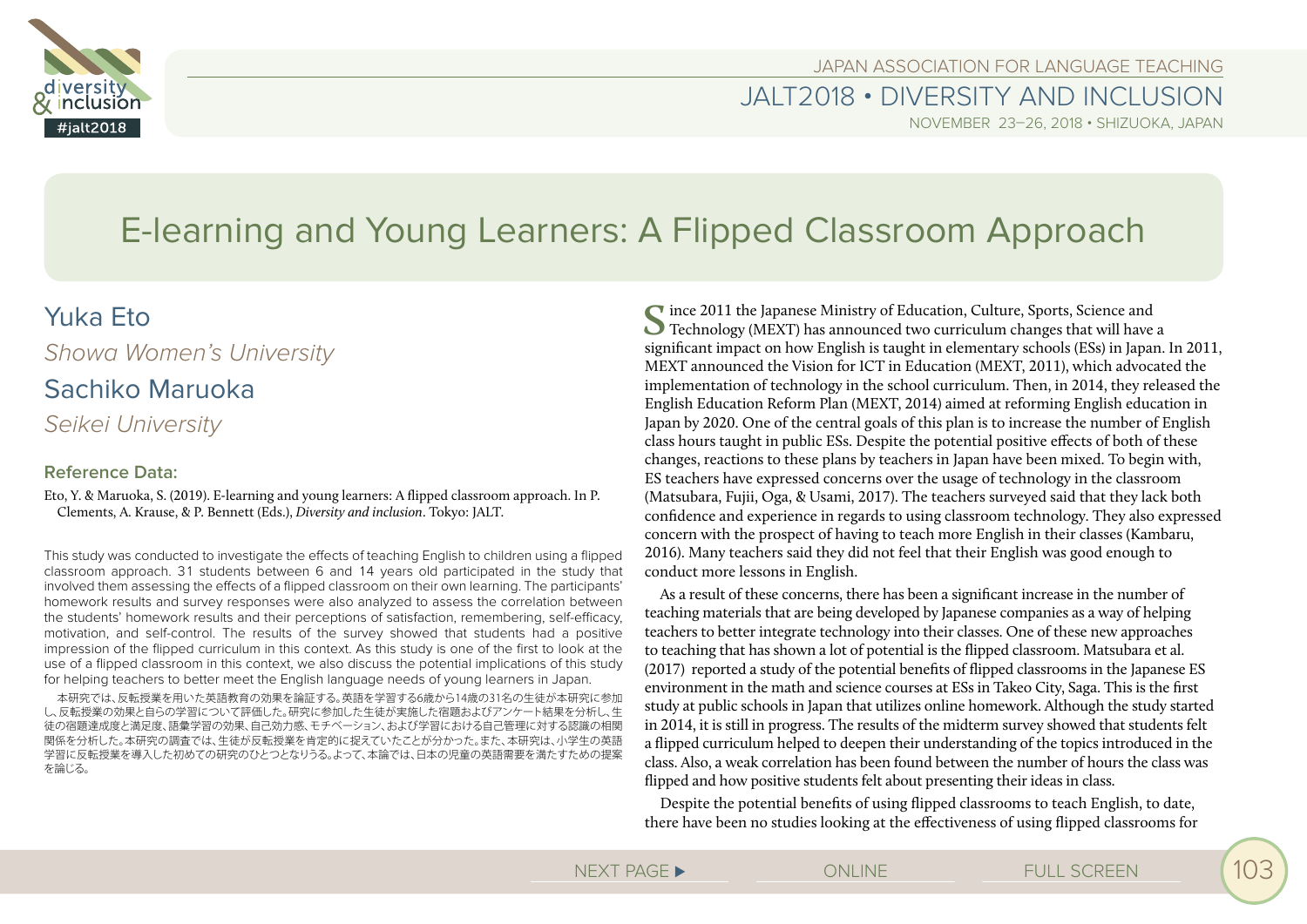# E-learning and Young Learners: A Flipped Classroom Approach

## Yuka Eto

*Showa Women's University*

## Sachiko Maruoka

*Seikei University*

### Reference Data:

Eto, Y. & Maruoka, S. (2019). E-learning and young learners: A flipped classroom approach. In P. Clements, A. Krause, & P. Bennett (Eds.), *Diversity and inclusion*. Tokyo: JALT.

This study was conducted to investigate the effects of teaching English to children using a flipped classroom approach. 31 students between 6 and 14 years old participated in the study that involved them assessing the effects of a flipped classroom on their own learning. The participants' homework results and survey responses were also analyzed to assess the correlation between the students' homework results and their perceptions of satisfaction, remembering, self-efficacy, motivation, and self-control. The results of the survey showed that students had a positive impression of the flipped curriculum in this context. As this study is one of the first to look at the use of a flipped classroom in this context, we also discuss the potential implications of this study for helping teachers to better meet the English language needs of young learners in Japan.

本研究では、反転授業を用いた英語教育の効果を論証する。英語を学習する6歳から14歳の31名の生徒が本研究に参加し、反転授業の効果と自らの学習について評価した。研究に参加した生徒が実施した宿題およびアンケート結果を分析し、生徒の宿題達成度と満足度、語彙学習の効果、自己効力感、モチベーション、および学習における自己管理に対する認識の相関関係を分析した。本研究の調査では、生徒が反転授業を肯定的に捉えていたことが分かった。また、本研究は、小学生の英語学習に反転授業を導入した初めての研究のひとつとなりうる。よって、本論では、日本の児童の英語需要を満たすための提案を論じる。

Since 2011 the Japanese Ministry of Education, Culture, Sports, Science and Technology (MEXT) has announced two curriculum changes that will have a significant impact on how English is taught in elementary schools (ESs) in Japan. In 2011, MEXT announced the Vision for ICT in Education (MEXT, 2011), which advocated the implementation of technology in the school curriculum. Then, in 2014, they released the English Education Reform Plan (MEXT, 2014) aimed at reforming English education in Japan by 2020. One of the central goals of this plan is to increase the number of English class hours taught in public ESs. Despite the potential positive effects of both of these changes, reactions to these plans by teachers in Japan have been mixed. To begin with, ES teachers have expressed concerns over the usage of technology in the classroom (Matsubara, Fujii, Oga, & Usami, 2017). The teachers surveyed said that they lack both confidence and experience in regards to using classroom technology. They also expressed concern with the prospect of having to teach more English in their classes (Kambaru, 2016). Many teachers said they did not feel that their English was good enough to conduct more lessons in English.

As a result of these concerns, there has been a significant increase in the number of teaching materials that are being developed by Japanese companies as a way of helping teachers to better integrate technology into their classes. One of these new approaches to teaching that has shown a lot of potential is the flipped classroom. Matsubara et al. (2017) reported a study of the potential benefits of flipped classrooms in the Japanese ES environment in the math and science courses at ESs in Takeo City, Saga. This is the first study at public schools in Japan that utilizes online homework. Although the study started in 2014, it is still in progress. The results of the midterm survey showed that students felt a flipped curriculum helped to deepen their understanding of the topics introduced in the class. Also, a weak correlation has been found between the number of hours the class was flipped and how positive students felt about presenting their ideas in class.

Despite the potential benefits of using flipped classrooms to teach English, to date, there have been no studies looking at the effectiveness of using flipped classrooms for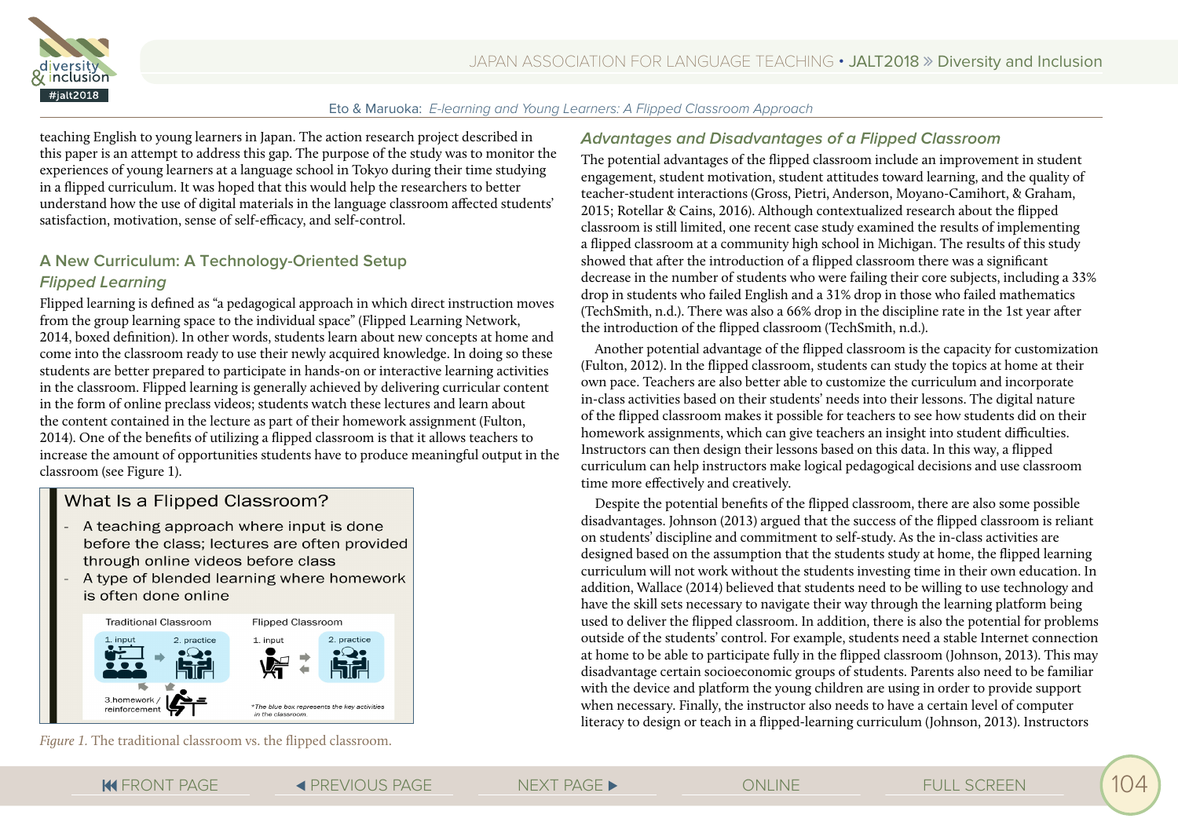teaching English to young learners in Japan. The action research project described in this paper is an attempt to address this gap. The purpose of the study was to monitor the experiences of young learners at a language school in Tokyo during their time studying in a flipped curriculum. It was hoped that this would help the researchers to better understand how the use of digital materials in the language classroom affected students' satisfaction, motivation, sense of self-efficacy, and self-control.

## A New Curriculum: A Technology-Oriented Setup

### Flipped Learning

Flipped learning is defined as "a pedagogical approach in which direct instruction moves from the group learning space to the individual space" (Flipped Learning Network, 2014, boxed definition). In other words, students learn about new concepts at home and come into the classroom ready to use their newly acquired knowledge. In doing so these students are better prepared to participate in hands-on or interactive learning activities in the classroom. Flipped learning is generally achieved by delivering curricular content in the form of online preclass videos; students watch these lectures and learn about the content contained in the lecture as part of their homework assignment (Fulton, 2014). One of the benefits of utilizing a flipped classroom is that it allows teachers to increase the amount of opportunities students have to produce meaningful output in the classroom (see Figure 1).

**What Is a Flipped Classroom?**

- A teaching approach where input is done before the class; lectures are often provided through online videos before class
- A type of blended learning where homework is often done online

Traditional Classroom: 1. input → 2. practice → 3. homework / reinforcement

Flipped Classroom: 1. input ⇄ 2. practice

*The blue box represents the key activities in the classroom.

*Figure 1.* The traditional classroom vs. the flipped classroom.

### Advantages and Disadvantages of a Flipped Classroom

The potential advantages of the flipped classroom include an improvement in student engagement, student motivation, student attitudes toward learning, and the quality of teacher-student interactions (Gross, Pietri, Anderson, Moyano-Camihort, & Graham, 2015; Rotellar & Cains, 2016). Although contextualized research about the flipped classroom is still limited, one recent case study examined the results of implementing a flipped classroom at a community high school in Michigan. The results of this study showed that after the introduction of a flipped classroom there was a significant decrease in the number of students who were failing their core subjects, including a 33% drop in students who failed English and a 31% drop in those who failed mathematics (TechSmith, n.d.). There was also a 66% drop in the discipline rate in the 1st year after the introduction of the flipped classroom (TechSmith, n.d.).

Another potential advantage of the flipped classroom is the capacity for customization (Fulton, 2012). In the flipped classroom, students can study the topics at home at their own pace. Teachers are also better able to customize the curriculum and incorporate in-class activities based on their students' needs into their lessons. The digital nature of the flipped classroom makes it possible for teachers to see how students did on their homework assignments, which can give teachers an insight into student difficulties. Instructors can then design their lessons based on this data. In this way, a flipped curriculum can help instructors make logical pedagogical decisions and use classroom time more effectively and creatively.

Despite the potential benefits of the flipped classroom, there are also some possible disadvantages. Johnson (2013) argued that the success of the flipped classroom is reliant on students' discipline and commitment to self-study. As the in-class activities are designed based on the assumption that the students study at home, the flipped learning curriculum will not work without the students investing time in their own education. In addition, Wallace (2014) believed that students need to be willing to use technology and have the skill sets necessary to navigate their way through the learning platform being used to deliver the flipped classroom. In addition, there is also the potential for problems outside of the students' control. For example, students need a stable Internet connection at home to be able to participate fully in the flipped classroom (Johnson, 2013). This may disadvantage certain socioeconomic groups of students. Parents also need to be familiar with the device and platform the young children are using in order to provide support when necessary. Finally, the instructor also needs to have a certain level of computer literacy to design or teach in a flipped-learning curriculum (Johnson, 2013). Instructors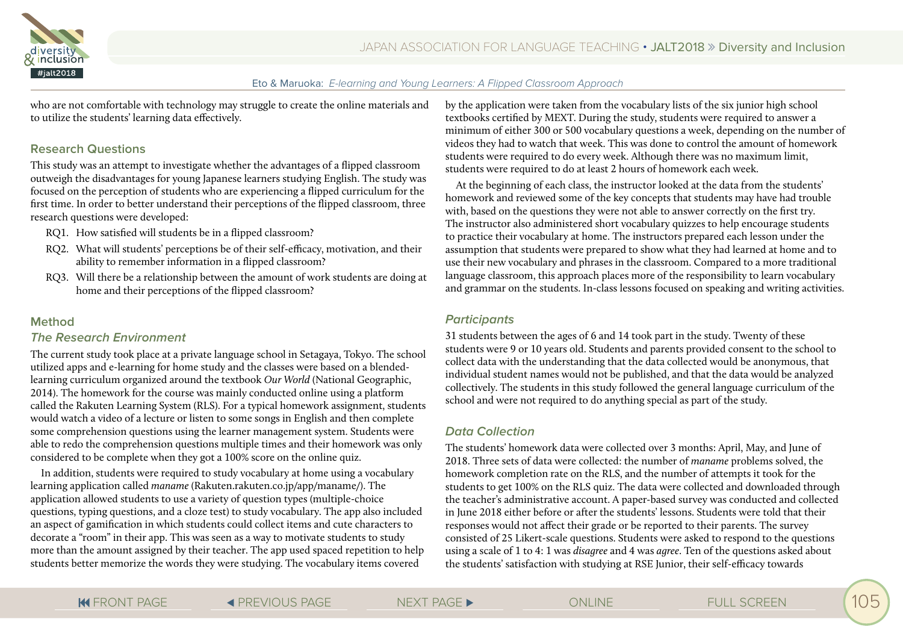who are not comfortable with technology may struggle to create the online materials and to utilize the students' learning data effectively.

## Research Questions

This study was an attempt to investigate whether the advantages of a flipped classroom outweigh the disadvantages for young Japanese learners studying English. The study was focused on the perception of students who are experiencing a flipped curriculum for the first time. In order to better understand their perceptions of the flipped classroom, three research questions were developed:

- RQ1. How satisfied will students be in a flipped classroom?
- RQ2. What will students' perceptions be of their self-efficacy, motivation, and their ability to remember information in a flipped classroom?
- RQ3. Will there be a relationship between the amount of work students are doing at home and their perceptions of the flipped classroom?

## Method

### The Research Environment

The current study took place at a private language school in Setagaya, Tokyo. The school utilized apps and e-learning for home study and the classes were based on a blended-learning curriculum organized around the textbook *Our World* (National Geographic, 2014). The homework for the course was mainly conducted online using a platform called the Rakuten Learning System (RLS). For a typical homework assignment, students would watch a video of a lecture or listen to some songs in English and then complete some comprehension questions using the learner management system. Students were able to redo the comprehension questions multiple times and their homework was only considered to be complete when they got a 100% score on the online quiz.

In addition, students were required to study vocabulary at home using a vocabulary learning application called *maname* (Rakuten.rakuten.co.jp/app/maname/). The application allowed students to use a variety of question types (multiple-choice questions, typing questions, and a cloze test) to study vocabulary. The app also included an aspect of gamification in which students could collect items and cute characters to decorate a "room" in their app. This was seen as a way to motivate students to study more than the amount assigned by their teacher. The app used spaced repetition to help students better memorize the words they were studying. The vocabulary items covered by the application were taken from the vocabulary lists of the six junior high school textbooks certified by MEXT. During the study, students were required to answer a minimum of either 300 or 500 vocabulary questions a week, depending on the number of videos they had to watch that week. This was done to control the amount of homework students were required to do every week. Although there was no maximum limit, students were required to do at least 2 hours of homework each week.

At the beginning of each class, the instructor looked at the data from the students' homework and reviewed some of the key concepts that students may have had trouble with, based on the questions they were not able to answer correctly on the first try. The instructor also administered short vocabulary quizzes to help encourage students to practice their vocabulary at home. The instructors prepared each lesson under the assumption that students were prepared to show what they had learned at home and to use their new vocabulary and phrases in the classroom. Compared to a more traditional language classroom, this approach places more of the responsibility to learn vocabulary and grammar on the students. In-class lessons focused on speaking and writing activities.

### Participants

31 students between the ages of 6 and 14 took part in the study. Twenty of these students were 9 or 10 years old. Students and parents provided consent to the school to collect data with the understanding that the data collected would be anonymous, that individual student names would not be published, and that the data would be analyzed collectively. The students in this study followed the general language curriculum of the school and were not required to do anything special as part of the study.

### Data Collection

The students' homework data were collected over 3 months: April, May, and June of 2018. Three sets of data were collected: the number of *maname* problems solved, the homework completion rate on the RLS, and the number of attempts it took for the students to get 100% on the RLS quiz. The data were collected and downloaded through the teacher's administrative account. A paper-based survey was conducted and collected in June 2018 either before or after the students' lessons. Students were told that their responses would not affect their grade or be reported to their parents. The survey consisted of 25 Likert-scale questions. Students were asked to respond to the questions using a scale of 1 to 4: 1 was *disagree* and 4 was *agree*. Ten of the questions asked about the students' satisfaction with studying at RSE Junior, their self-efficacy towards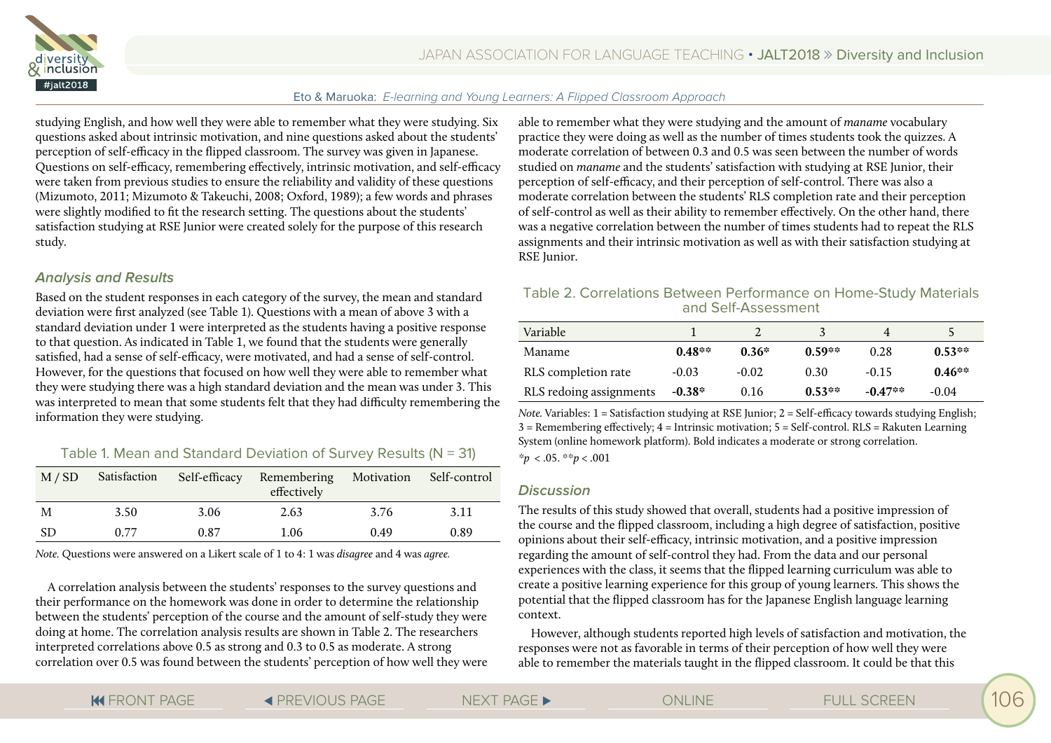studying English, and how well they were able to remember what they were studying. Six questions asked about intrinsic motivation, and nine questions asked about the students' perception of self-efficacy in the flipped classroom. The survey was given in Japanese. Questions on self-efficacy, remembering effectively, intrinsic motivation, and self-efficacy were taken from previous studies to ensure the reliability and validity of these questions (Mizumoto, 2011; Mizumoto & Takeuchi, 2008; Oxford, 1989); a few words and phrases were slightly modified to fit the research setting. The questions about the students' satisfaction studying at RSE Junior were created solely for the purpose of this research study.

### Analysis and Results

Based on the student responses in each category of the survey, the mean and standard deviation were first analyzed (see Table 1). Questions with a mean of above 3 with a standard deviation under 1 were interpreted as the students having a positive response to that question. As indicated in Table 1, we found that the students were generally satisfied, had a sense of self-efficacy, were motivated, and had a sense of self-control. However, for the questions that focused on how well they were able to remember what they were studying there was a high standard deviation and the mean was under 3. This was interpreted to mean that some students felt that they had difficulty remembering the information they were studying.

Table 1. Mean and Standard Deviation of Survey Results (N = 31)

| M / SD | Satisfaction | Self-efficacy | Remembering effectively | Motivation | Self-control |
|---|---|---|---|---|---|
| M | 3.50 | 3.06 | 2.63 | 3.76 | 3.11 |
| SD | 0.77 | 0.87 | 1.06 | 0.49 | 0.89 |

*Note.* Questions were answered on a Likert scale of 1 to 4: 1 was *disagree* and 4 was *agree.*

A correlation analysis between the students' responses to the survey questions and their performance on the homework was done in order to determine the relationship between the students' perception of the course and the amount of self-study they were doing at home. The correlation analysis results are shown in Table 2. The researchers interpreted correlations above 0.5 as strong and 0.3 to 0.5 as moderate. A strong correlation over 0.5 was found between the students' perception of how well they were able to remember what they were studying and the amount of *maname* vocabulary practice they were doing as well as the number of times students took the quizzes. A moderate correlation of between 0.3 and 0.5 was seen between the number of words studied on *maname* and the students' satisfaction with studying at RSE Junior, their perception of self-efficacy, and their perception of self-control. There was also a moderate correlation between the students' RLS completion rate and their perception of self-control as well as their ability to remember effectively. On the other hand, there was a negative correlation between the number of times students had to repeat the RLS assignments and their intrinsic motivation as well as with their satisfaction studying at RSE Junior.

Table 2. Correlations Between Performance on Home-Study Materials and Self-Assessment

| Variable | 1 | 2 | 3 | 4 | 5 |
|---|---|---|---|---|---|
| Maname | **0.48**** | **0.36*** | **0.59**** | 0.28 | **0.53**** |
| RLS completion rate | -0.03 | -0.02 | 0.30 | -0.15 | **0.46**** |
| RLS redoing assignments | **-0.38*** | 0.16 | **0.53**** | **-0.47**** | -0.04 |

*Note.* Variables: 1 = Satisfaction studying at RSE Junior; 2 = Self-efficacy towards studying English; 3 = Remembering effectively; 4 = Intrinsic motivation; 5 = Self-control. RLS = Rakuten Learning System (online homework platform). Bold indicates a moderate or strong correlation.

$^{*}p < .05$. $^{**}p < .001$

### Discussion

The results of this study showed that overall, students had a positive impression of the course and the flipped classroom, including a high degree of satisfaction, positive opinions about their self-efficacy, intrinsic motivation, and a positive impression regarding the amount of self-control they had. From the data and our personal experiences with the class, it seems that the flipped learning curriculum was able to create a positive learning experience for this group of young learners. This shows the potential that the flipped classroom has for the Japanese English language learning context.

However, although students reported high levels of satisfaction and motivation, the responses were not as favorable in terms of their perception of how well they were able to remember the materials taught in the flipped classroom. It could be that this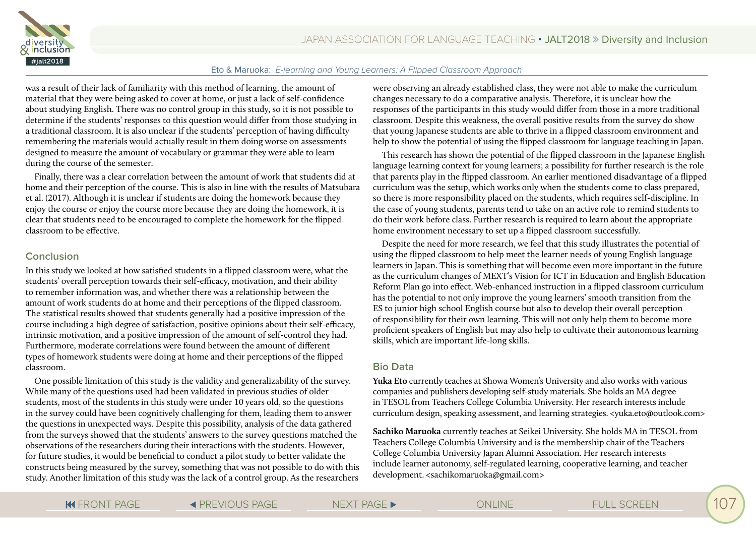was a result of their lack of familiarity with this method of learning, the amount of material that they were being asked to cover at home, or just a lack of self-confidence about studying English. There was no control group in this study, so it is not possible to determine if the students' responses to this question would differ from those studying in a traditional classroom. It is also unclear if the students' perception of having difficulty remembering the materials would actually result in them doing worse on assessments designed to measure the amount of vocabulary or grammar they were able to learn during the course of the semester.

Finally, there was a clear correlation between the amount of work that students did at home and their perception of the course. This is also in line with the results of Matsubara et al. (2017). Although it is unclear if students are doing the homework because they enjoy the course or enjoy the course more because they are doing the homework, it is clear that students need to be encouraged to complete the homework for the flipped classroom to be effective.

## Conclusion

In this study we looked at how satisfied students in a flipped classroom were, what the students' overall perception towards their self-efficacy, motivation, and their ability to remember information was, and whether there was a relationship between the amount of work students do at home and their perceptions of the flipped classroom. The statistical results showed that students generally had a positive impression of the course including a high degree of satisfaction, positive opinions about their self-efficacy, intrinsic motivation, and a positive impression of the amount of self-control they had. Furthermore, moderate correlations were found between the amount of different types of homework students were doing at home and their perceptions of the flipped classroom.

One possible limitation of this study is the validity and generalizability of the survey. While many of the questions used had been validated in previous studies of older students, most of the students in this study were under 10 years old, so the questions in the survey could have been cognitively challenging for them, leading them to answer the questions in unexpected ways. Despite this possibility, analysis of the data gathered from the surveys showed that the students' answers to the survey questions matched the observations of the researchers during their interactions with the students. However, for future studies, it would be beneficial to conduct a pilot study to better validate the constructs being measured by the survey, something that was not possible to do with this study. Another limitation of this study was the lack of a control group. As the researchers were observing an already established class, they were not able to make the curriculum changes necessary to do a comparative analysis. Therefore, it is unclear how the responses of the participants in this study would differ from those in a more traditional classroom. Despite this weakness, the overall positive results from the survey do show that young Japanese students are able to thrive in a flipped classroom environment and help to show the potential of using the flipped classroom for language teaching in Japan.

This research has shown the potential of the flipped classroom in the Japanese English language learning context for young learners; a possibility for further research is the role that parents play in the flipped classroom. An earlier mentioned disadvantage of a flipped curriculum was the setup, which works only when the students come to class prepared, so there is more responsibility placed on the students, which requires self-discipline. In the case of young students, parents tend to take on an active role to remind students to do their work before class. Further research is required to learn about the appropriate home environment necessary to set up a flipped classroom successfully.

Despite the need for more research, we feel that this study illustrates the potential of using the flipped classroom to help meet the learner needs of young English language learners in Japan. This is something that will become even more important in the future as the curriculum changes of MEXT's Vision for ICT in Education and English Education Reform Plan go into effect. Web-enhanced instruction in a flipped classroom curriculum has the potential to not only improve the young learners' smooth transition from the ES to junior high school English course but also to develop their overall perception of responsibility for their own learning. This will not only help them to become more proficient speakers of English but may also help to cultivate their autonomous learning skills, which are important life-long skills.

## Bio Data

**Yuka Eto** currently teaches at Showa Women's University and also works with various companies and publishers developing self-study materials. She holds an MA degree in TESOL from Teachers College Columbia University. Her research interests include curriculum design, speaking assessment, and learning strategies. <yuka.eto@outlook.com>

**Sachiko Maruoka** currently teaches at Seikei University. She holds MA in TESOL from Teachers College Columbia University and is the membership chair of the Teachers College Columbia University Japan Alumni Association. Her research interests include learner autonomy, self-regulated learning, cooperative learning, and teacher development. <sachikomaruoka@gmail.com>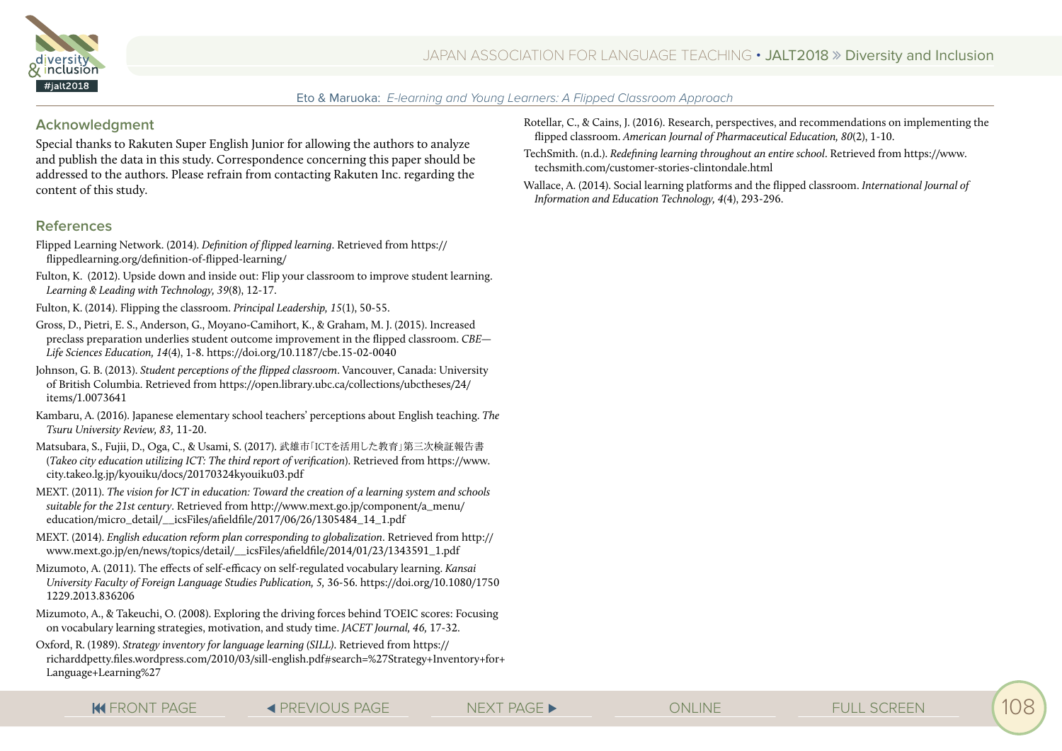## Acknowledgment

Special thanks to Rakuten Super English Junior for allowing the authors to analyze and publish the data in this study. Correspondence concerning this paper should be addressed to the authors. Please refrain from contacting Rakuten Inc. regarding the content of this study.

## References

Flipped Learning Network. (2014). *Definition of flipped learning*. Retrieved from https://flippedlearning.org/definition-of-flipped-learning/

Fulton, K. (2012). Upside down and inside out: Flip your classroom to improve student learning. *Learning & Leading with Technology, 39*(8), 12-17.

Fulton, K. (2014). Flipping the classroom. *Principal Leadership, 15*(1), 50-55.

Gross, D., Pietri, E. S., Anderson, G., Moyano-Camihort, K., & Graham, M. J. (2015). Increased preclass preparation underlies student outcome improvement in the flipped classroom. *CBE—Life Sciences Education, 14*(4), 1-8. https://doi.org/10.1187/cbe.15-02-0040

Johnson, G. B. (2013). *Student perceptions of the flipped classroom*. Vancouver, Canada: University of British Columbia. Retrieved from https://open.library.ubc.ca/collections/ubctheses/24/items/1.0073641

Kambaru, A. (2016). Japanese elementary school teachers' perceptions about English teaching. *The Tsuru University Review, 83,* 11-20.

Matsubara, S., Fujii, D., Oga, C., & Usami, S. (2017). 武雄市「ICTを活用した教育」第三次検証報告書 (*Takeo city education utilizing ICT: The third report of verification*). Retrieved from https://www.city.takeo.lg.jp/kyouiku/docs/20170324kyouiku03.pdf

MEXT. (2011). *The vision for ICT in education: Toward the creation of a learning system and schools suitable for the 21st century*. Retrieved from http://www.mext.go.jp/component/a_menu/education/micro_detail/__icsFiles/afieldfile/2017/06/26/1305484_14_1.pdf

MEXT. (2014). *English education reform plan corresponding to globalization*. Retrieved from http://www.mext.go.jp/en/news/topics/detail/__icsFiles/afieldfile/2014/01/23/1343591_1.pdf

Mizumoto, A. (2011). The effects of self-efficacy on self-regulated vocabulary learning. *Kansai University Faculty of Foreign Language Studies Publication, 5,* 36-56. https://doi.org/10.1080/17501229.2013.836206

Mizumoto, A., & Takeuchi, O. (2008). Exploring the driving forces behind TOEIC scores: Focusing on vocabulary learning strategies, motivation, and study time. *JACET Journal, 46,* 17-32.

Oxford, R. (1989). *Strategy inventory for language learning (SILL)*. Retrieved from https://richarddpetty.files.wordpress.com/2010/03/sill-english.pdf#search=%27Strategy+Inventory+for+Language+Learning%27

Rotellar, C., & Cains, J. (2016). Research, perspectives, and recommendations on implementing the flipped classroom. *American Journal of Pharmaceutical Education, 80*(2), 1-10.

TechSmith. (n.d.). *Redefining learning throughout an entire school*. Retrieved from https://www.techsmith.com/customer-stories-clintondale.html

Wallace, A. (2014). Social learning platforms and the flipped classroom. *International Journal of Information and Education Technology, 4*(4), 293-296.